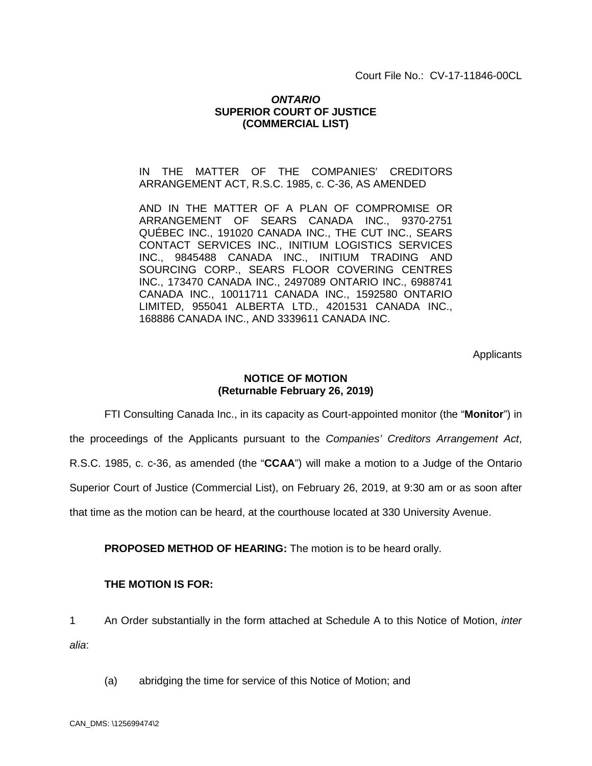Court File No.: CV-17-11846-00CL

***ONTARIO***
**SUPERIOR COURT OF JUSTICE**
**(COMMERCIAL LIST)**

IN THE MATTER OF THE COMPANIES' CREDITORS ARRANGEMENT ACT, R.S.C. 1985, c. C-36, AS AMENDED

AND IN THE MATTER OF A PLAN OF COMPROMISE OR ARRANGEMENT OF SEARS CANADA INC., 9370-2751 QUÉBEC INC., 191020 CANADA INC., THE CUT INC., SEARS CONTACT SERVICES INC., INITIUM LOGISTICS SERVICES INC., 9845488 CANADA INC., INITIUM TRADING AND SOURCING CORP., SEARS FLOOR COVERING CENTRES INC., 173470 CANADA INC., 2497089 ONTARIO INC., 6988741 CANADA INC., 10011711 CANADA INC., 1592580 ONTARIO LIMITED, 955041 ALBERTA LTD., 4201531 CANADA INC., 168886 CANADA INC., AND 3339611 CANADA INC.

Applicants

**NOTICE OF MOTION**
**(Returnable February 26, 2019)**

FTI Consulting Canada Inc., in its capacity as Court-appointed monitor (the "**Monitor**") in the proceedings of the Applicants pursuant to the *Companies' Creditors Arrangement Act*, R.S.C. 1985, c. c-36, as amended (the "**CCAA**") will make a motion to a Judge of the Ontario Superior Court of Justice (Commercial List), on February 26, 2019, at 9:30 am or as soon after that time as the motion can be heard, at the courthouse located at 330 University Avenue.

**PROPOSED METHOD OF HEARING:** The motion is to be heard orally.

**THE MOTION IS FOR:**

1 An Order substantially in the form attached at Schedule A to this Notice of Motion, *inter alia*:

(a) abridging the time for service of this Notice of Motion; and

CAN_DMS: \125699474\2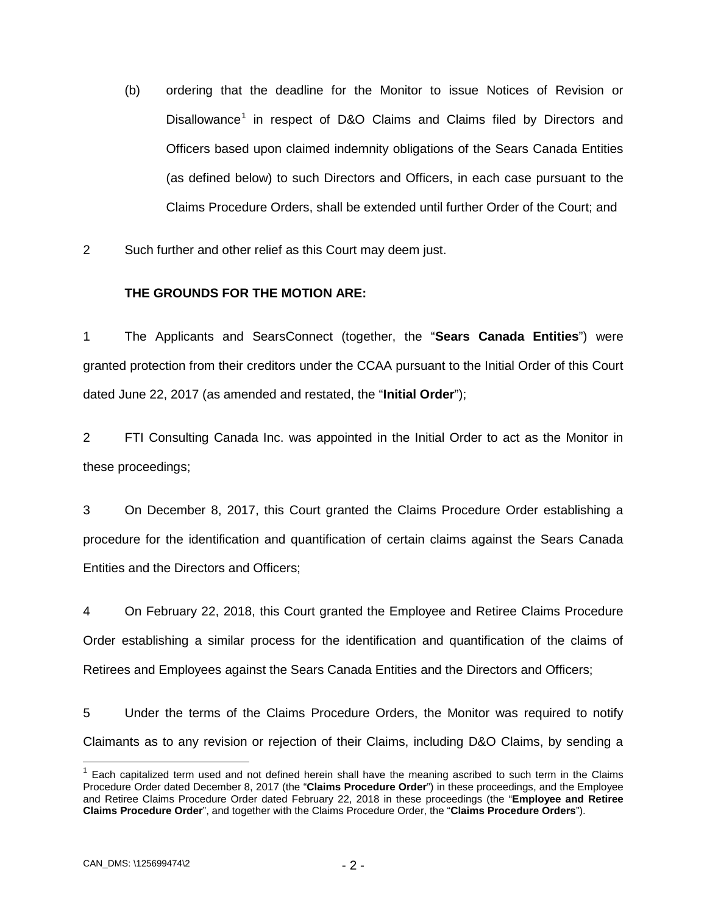(b) ordering that the deadline for the Monitor to issue Notices of Revision or Disallowance[1] in respect of D&O Claims and Claims filed by Directors and Officers based upon claimed indemnity obligations of the Sears Canada Entities (as defined below) to such Directors and Officers, in each case pursuant to the Claims Procedure Orders, shall be extended until further Order of the Court; and

2 Such further and other relief as this Court may deem just.

**THE GROUNDS FOR THE MOTION ARE:**

1 The Applicants and SearsConnect (together, the "**Sears Canada Entities**") were granted protection from their creditors under the CCAA pursuant to the Initial Order of this Court dated June 22, 2017 (as amended and restated, the "**Initial Order**");

2 FTI Consulting Canada Inc. was appointed in the Initial Order to act as the Monitor in these proceedings;

3 On December 8, 2017, this Court granted the Claims Procedure Order establishing a procedure for the identification and quantification of certain claims against the Sears Canada Entities and the Directors and Officers;

4 On February 22, 2018, this Court granted the Employee and Retiree Claims Procedure Order establishing a similar process for the identification and quantification of the claims of Retirees and Employees against the Sears Canada Entities and the Directors and Officers;

5 Under the terms of the Claims Procedure Orders, the Monitor was required to notify Claimants as to any revision or rejection of their Claims, including D&O Claims, by sending a

[1] Each capitalized term used and not defined herein shall have the meaning ascribed to such term in the Claims Procedure Order dated December 8, 2017 (the "**Claims Procedure Order**") in these proceedings, and the Employee and Retiree Claims Procedure Order dated February 22, 2018 in these proceedings (the "**Employee and Retiree Claims Procedure Order**", and together with the Claims Procedure Order, the "**Claims Procedure Orders**").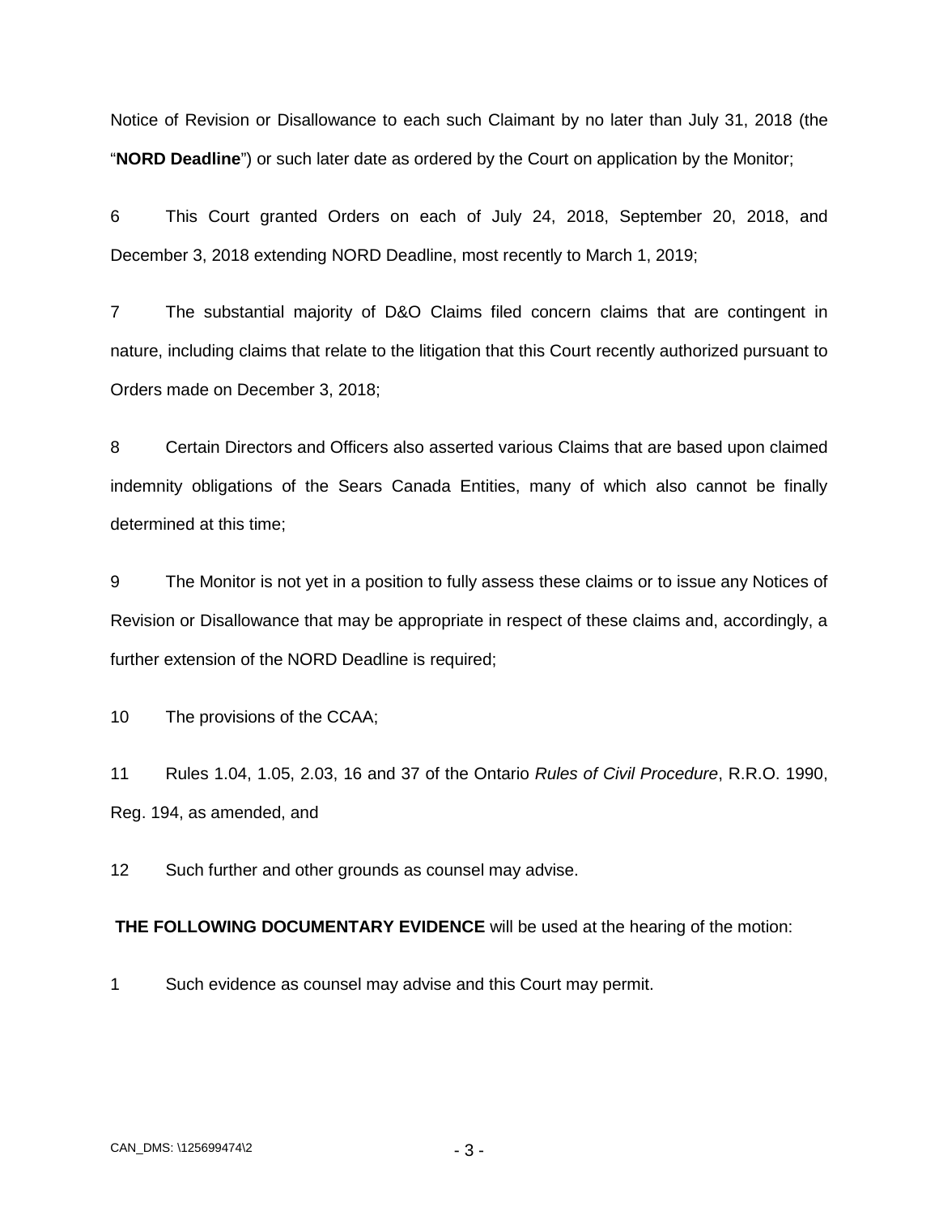Notice of Revision or Disallowance to each such Claimant by no later than July 31, 2018 (the "**NORD Deadline**") or such later date as ordered by the Court on application by the Monitor;

6 This Court granted Orders on each of July 24, 2018, September 20, 2018, and December 3, 2018 extending NORD Deadline, most recently to March 1, 2019;

7 The substantial majority of D&O Claims filed concern claims that are contingent in nature, including claims that relate to the litigation that this Court recently authorized pursuant to Orders made on December 3, 2018;

8 Certain Directors and Officers also asserted various Claims that are based upon claimed indemnity obligations of the Sears Canada Entities, many of which also cannot be finally determined at this time;

9 The Monitor is not yet in a position to fully assess these claims or to issue any Notices of Revision or Disallowance that may be appropriate in respect of these claims and, accordingly, a further extension of the NORD Deadline is required;

10 The provisions of the CCAA;

11 Rules 1.04, 1.05, 2.03, 16 and 37 of the Ontario *Rules of Civil Procedure*, R.R.O. 1990, Reg. 194, as amended, and

12 Such further and other grounds as counsel may advise.

**THE FOLLOWING DOCUMENTARY EVIDENCE** will be used at the hearing of the motion:

1 Such evidence as counsel may advise and this Court may permit.

CAN_DMS: \125699474\2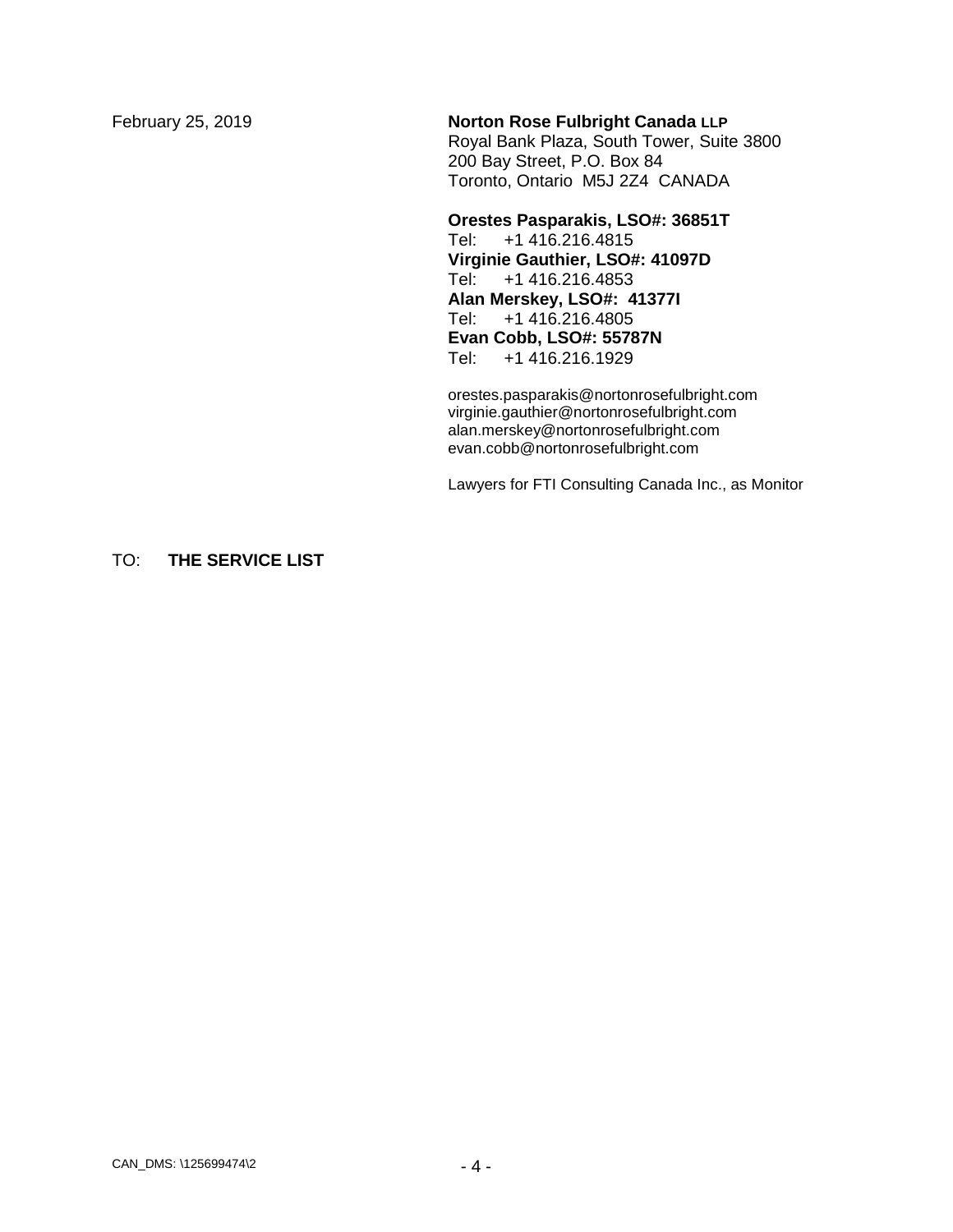February 25, 2019

**Norton Rose Fulbright Canada LLP**
Royal Bank Plaza, South Tower, Suite 3800
200 Bay Street, P.O. Box 84
Toronto, Ontario M5J 2Z4 CANADA

**Orestes Pasparakis, LSO#: 36851T**
Tel: +1 416.216.4815
**Virginie Gauthier, LSO#: 41097D**
Tel: +1 416.216.4853
**Alan Merskey, LSO#: 41377I**
Tel: +1 416.216.4805
**Evan Cobb, LSO#: 55787N**
Tel: +1 416.216.1929

orestes.pasparakis@nortonrosefulbright.com
virginie.gauthier@nortonrosefulbright.com
alan.merskey@nortonrosefulbright.com
evan.cobb@nortonrosefulbright.com

Lawyers for FTI Consulting Canada Inc., as Monitor

TO: **THE SERVICE LIST**

CAN_DMS: \125699474\2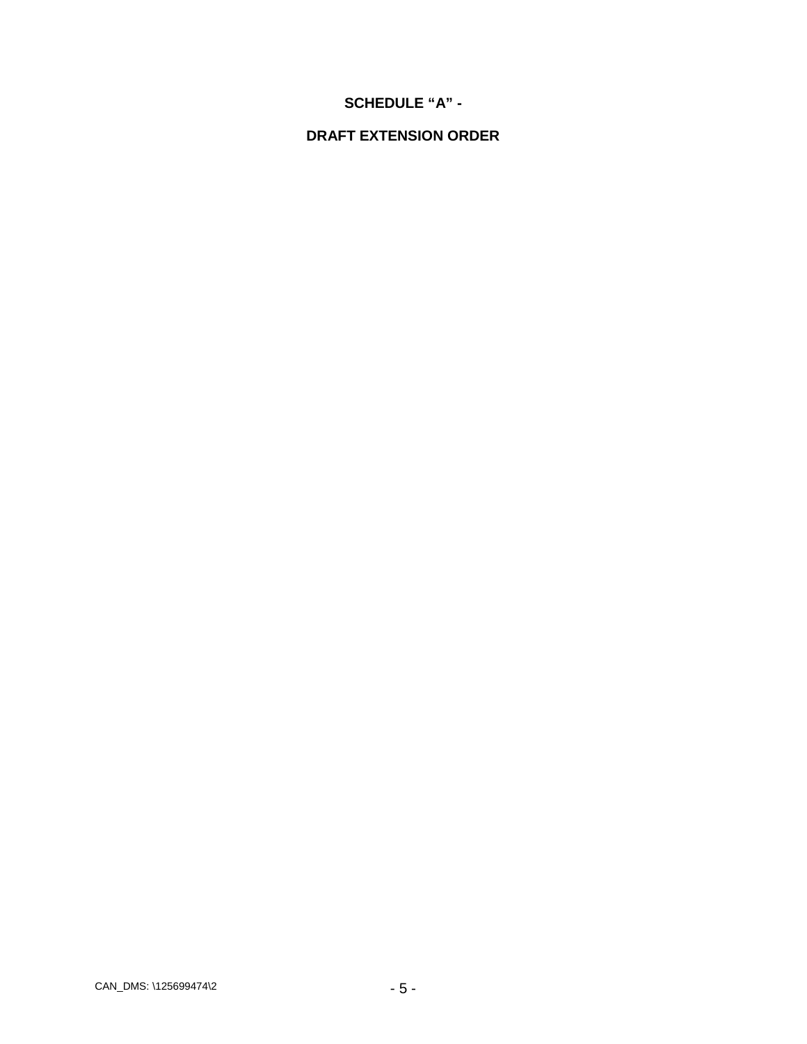**SCHEDULE “A” -**

**DRAFT EXTENSION ORDER**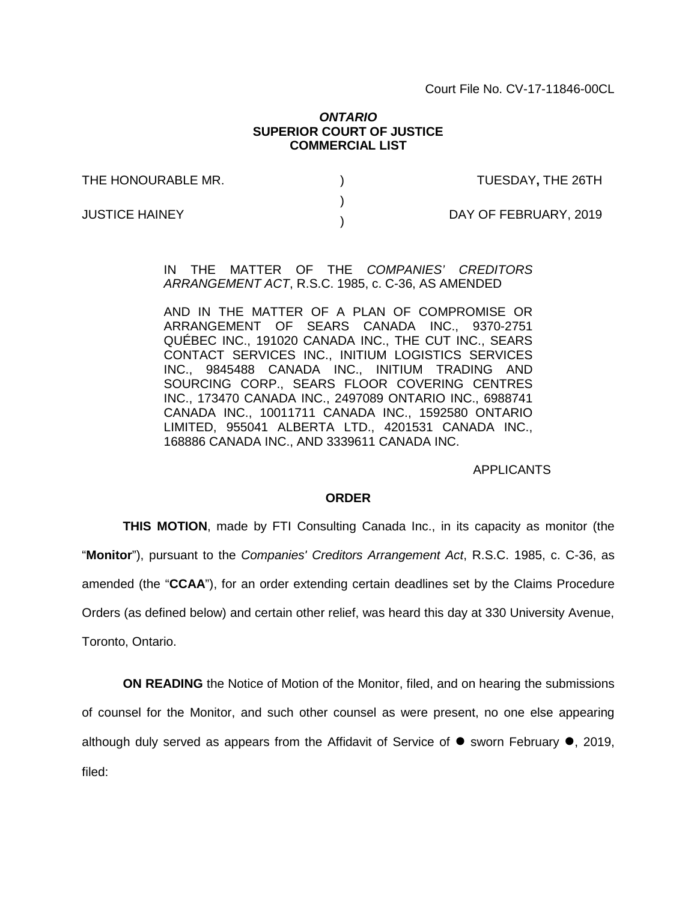Court File No. CV-17-11846-00CL

***ONTARIO***
**SUPERIOR COURT OF JUSTICE**
**COMMERCIAL LIST**

| | | |
|---|---|---|
| THE HONOURABLE MR. | ) | TUESDAY**,** THE 26TH |
| | ) | |
| JUSTICE HAINEY | ) | DAY OF FEBRUARY, 2019 |

IN THE MATTER OF THE *COMPANIES' CREDITORS ARRANGEMENT ACT*, R.S.C. 1985, c. C-36, AS AMENDED

AND IN THE MATTER OF A PLAN OF COMPROMISE OR ARRANGEMENT OF SEARS CANADA INC., 9370-2751 QUÉBEC INC., 191020 CANADA INC., THE CUT INC., SEARS CONTACT SERVICES INC., INITIUM LOGISTICS SERVICES INC., 9845488 CANADA INC., INITIUM TRADING AND SOURCING CORP., SEARS FLOOR COVERING CENTRES INC., 173470 CANADA INC., 2497089 ONTARIO INC., 6988741 CANADA INC., 10011711 CANADA INC., 1592580 ONTARIO LIMITED, 955041 ALBERTA LTD., 4201531 CANADA INC., 168886 CANADA INC., AND 3339611 CANADA INC.

APPLICANTS

**ORDER**

**THIS MOTION**, made by FTI Consulting Canada Inc., in its capacity as monitor (the "**Monitor**"), pursuant to the *Companies' Creditors Arrangement Act*, R.S.C. 1985, c. C-36, as amended (the "**CCAA**"), for an order extending certain deadlines set by the Claims Procedure Orders (as defined below) and certain other relief, was heard this day at 330 University Avenue, Toronto, Ontario.

**ON READING** the Notice of Motion of the Monitor, filed, and on hearing the submissions of counsel for the Monitor, and such other counsel as were present, no one else appearing although duly served as appears from the Affidavit of Service of ● sworn February ●, 2019, filed: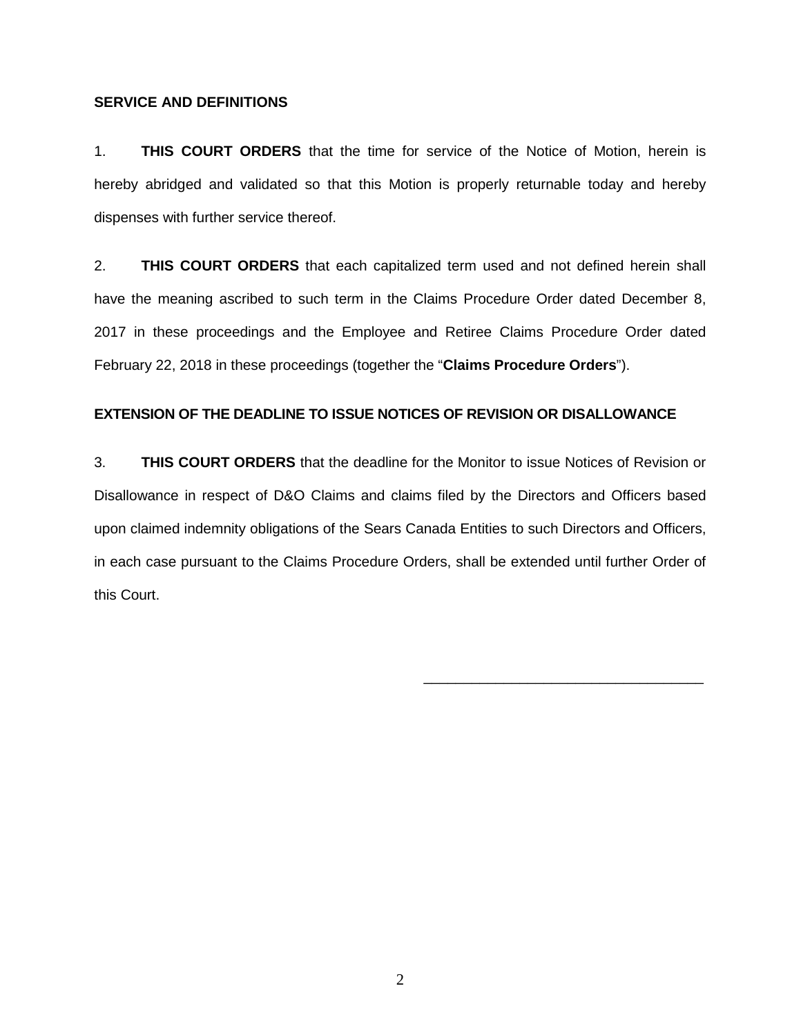**SERVICE AND DEFINITIONS**

1. **THIS COURT ORDERS** that the time for service of the Notice of Motion, herein is hereby abridged and validated so that this Motion is properly returnable today and hereby dispenses with further service thereof.

2. **THIS COURT ORDERS** that each capitalized term used and not defined herein shall have the meaning ascribed to such term in the Claims Procedure Order dated December 8, 2017 in these proceedings and the Employee and Retiree Claims Procedure Order dated February 22, 2018 in these proceedings (together the "**Claims Procedure Orders**").

**EXTENSION OF THE DEADLINE TO ISSUE NOTICES OF REVISION OR DISALLOWANCE**

3. **THIS COURT ORDERS** that the deadline for the Monitor to issue Notices of Revision or Disallowance in respect of D&O Claims and claims filed by the Directors and Officers based upon claimed indemnity obligations of the Sears Canada Entities to such Directors and Officers, in each case pursuant to the Claims Procedure Orders, shall be extended until further Order of this Court.

\_\_\_\_\_\_\_\_\_\_\_\_\_\_\_\_\_\_\_\_\_\_\_\_\_\_\_\_\_\_\_\_\_\_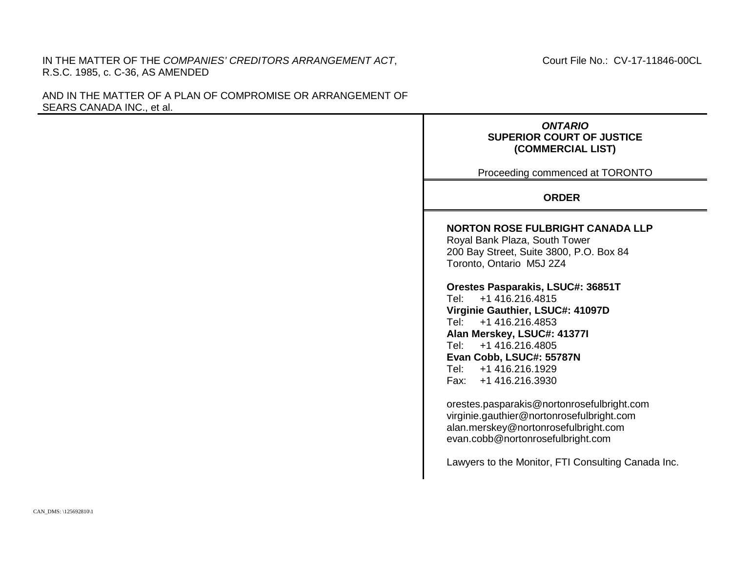IN THE MATTER OF THE *COMPANIES' CREDITORS ARRANGEMENT ACT*, R.S.C. 1985, c. C-36, AS AMENDED

Court File No.: CV-17-11846-00CL

AND IN THE MATTER OF A PLAN OF COMPROMISE OR ARRANGEMENT OF SEARS CANADA INC., et al.

***ONTARIO***
**SUPERIOR COURT OF JUSTICE**
**(COMMERCIAL LIST)**

Proceeding commenced at TORONTO

**ORDER**

**NORTON ROSE FULBRIGHT CANADA LLP**
Royal Bank Plaza, South Tower
200 Bay Street, Suite 3800, P.O. Box 84
Toronto, Ontario M5J 2Z4

**Orestes Pasparakis, LSUC#: 36851T**
Tel: +1 416.216.4815
**Virginie Gauthier, LSUC#: 41097D**
Tel: +1 416.216.4853
**Alan Merskey, LSUC#: 41377I**
Tel: +1 416.216.4805
**Evan Cobb, LSUC#: 55787N**
Tel: +1 416.216.1929
Fax: +1 416.216.3930

orestes.pasparakis@nortonrosefulbright.com
virginie.gauthier@nortonrosefulbright.com
alan.merskey@nortonrosefulbright.com
evan.cobb@nortonrosefulbright.com

Lawyers to the Monitor, FTI Consulting Canada Inc.

CAN_DMS: \125692810\1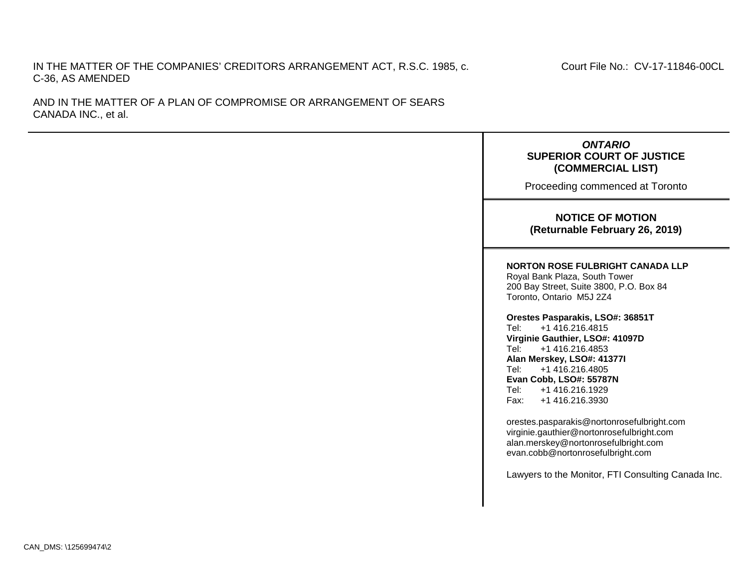IN THE MATTER OF THE COMPANIES' CREDITORS ARRANGEMENT ACT, R.S.C. 1985, c. C-36, AS AMENDED

Court File No.: CV-17-11846-00CL

AND IN THE MATTER OF A PLAN OF COMPROMISE OR ARRANGEMENT OF SEARS CANADA INC., et al.

***ONTARIO***
**SUPERIOR COURT OF JUSTICE**
**(COMMERCIAL LIST)**

Proceeding commenced at Toronto

**NOTICE OF MOTION**
**(Returnable February 26, 2019)**

**NORTON ROSE FULBRIGHT CANADA LLP**
Royal Bank Plaza, South Tower
200 Bay Street, Suite 3800, P.O. Box 84
Toronto, Ontario M5J 2Z4

**Orestes Pasparakis, LSO#: 36851T**
Tel: +1 416.216.4815
**Virginie Gauthier, LSO#: 41097D**
Tel: +1 416.216.4853
**Alan Merskey, LSO#: 41377I**
Tel: +1 416.216.4805
**Evan Cobb, LSO#: 55787N**
Tel: +1 416.216.1929
Fax: +1 416.216.3930

orestes.pasparakis@nortonrosefulbright.com
virginie.gauthier@nortonrosefulbright.com
alan.merskey@nortonrosefulbright.com
evan.cobb@nortonrosefulbright.com

Lawyers to the Monitor, FTI Consulting Canada Inc.

CAN_DMS: \125699474\2